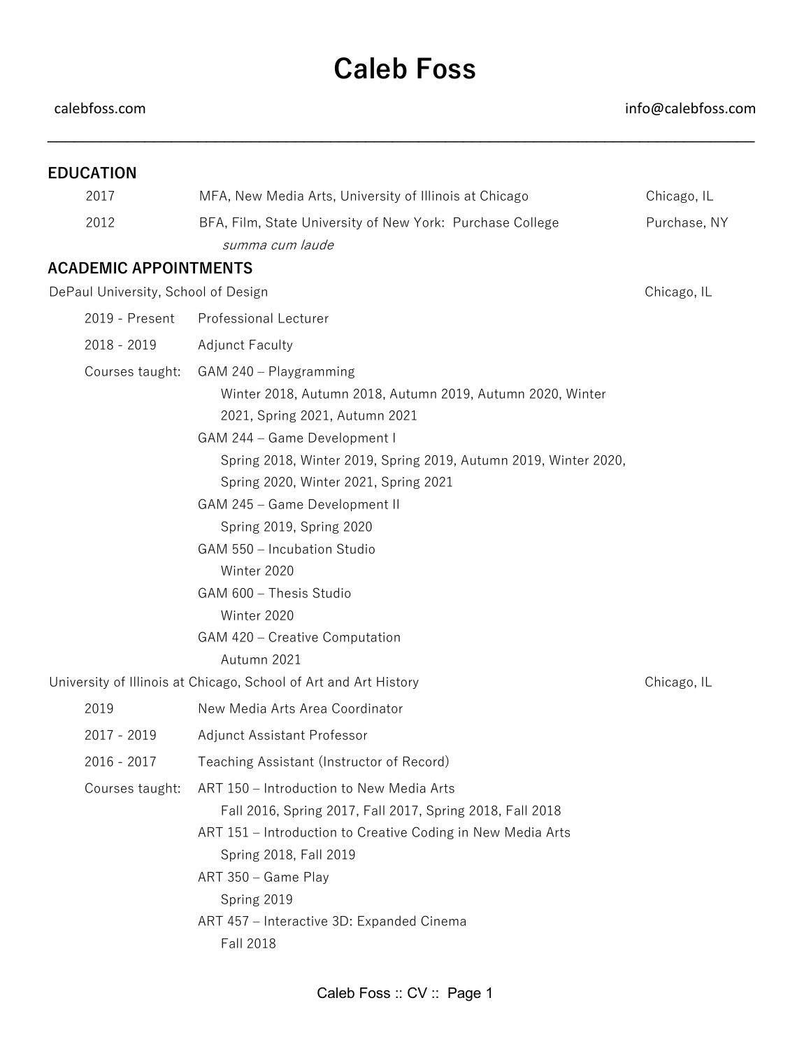# Caleb Foss

calebfoss.com | info@calebfoss.com

---

## EDUCATION

2017 — MFA, New Media Arts, University of Illinois at Chicago — Chicago, IL

2012 — BFA, Film, State University of New York: Purchase College — Purchase, NY
*summa cum laude*

## ACADEMIC APPOINTMENTS

**DePaul University, School of Design** — Chicago, IL

2019 - Present — Professional Lecturer

2018 - 2019 — Adjunct Faculty

Courses taught:

- GAM 240 – Playgramming
  Winter 2018, Autumn 2018, Autumn 2019, Autumn 2020, Winter 2021, Spring 2021, Autumn 2021
- GAM 244 – Game Development I
  Spring 2018, Winter 2019, Spring 2019, Autumn 2019, Winter 2020, Spring 2020, Winter 2021, Spring 2021
- GAM 245 – Game Development II
  Spring 2019, Spring 2020
- GAM 550 – Incubation Studio
  Winter 2020
- GAM 600 – Thesis Studio
  Winter 2020
- GAM 420 – Creative Computation
  Autumn 2021

**University of Illinois at Chicago, School of Art and Art History** — Chicago, IL

2019 — New Media Arts Area Coordinator

2017 - 2019 — Adjunct Assistant Professor

2016 - 2017 — Teaching Assistant (Instructor of Record)

Courses taught:

- ART 150 – Introduction to New Media Arts
  Fall 2016, Spring 2017, Fall 2017, Spring 2018, Fall 2018
- ART 151 – Introduction to Creative Coding in New Media Arts
  Spring 2018, Fall 2019
- ART 350 – Game Play
  Spring 2019
- ART 457 – Interactive 3D: Expanded Cinema
  Fall 2018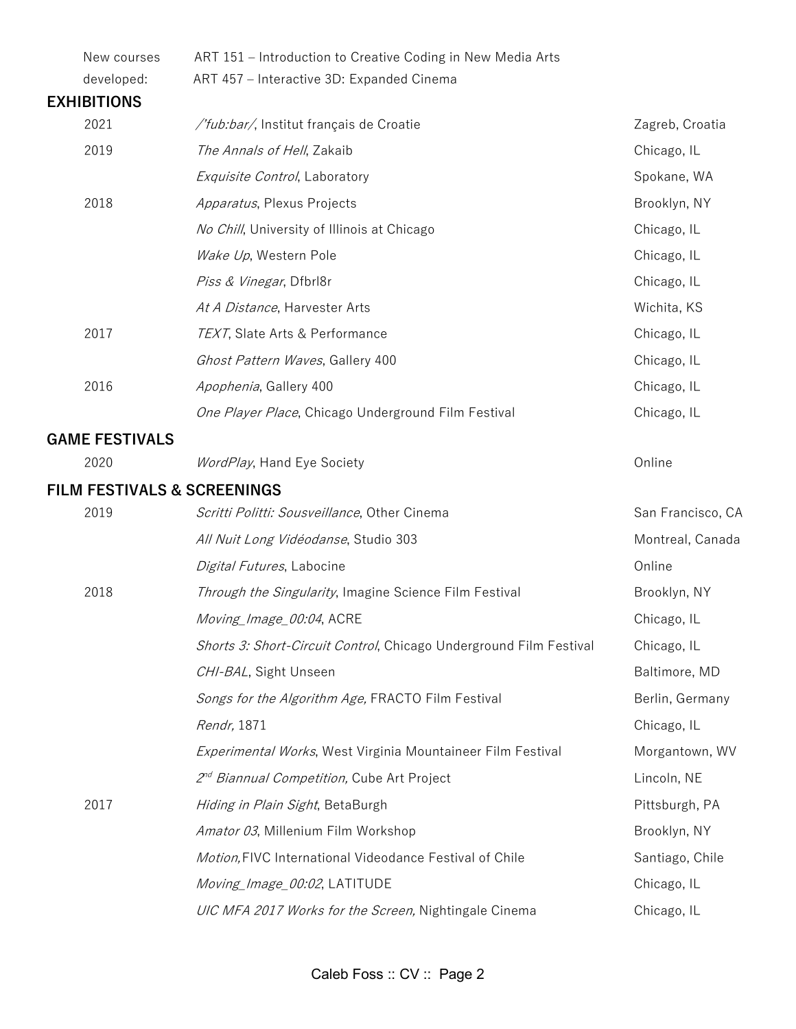| | |
|---|---|
| New courses developed: | ART 151 – Introduction to Creative Coding in New Media Arts |
| | ART 457 – Interactive 3D: Expanded Cinema |

## EXHIBITIONS

| | | |
|---|---|---|
| 2021 | */'fub:bar/*, Institut français de Croatie | Zagreb, Croatia |
| 2019 | *The Annals of Hell*, Zakaib | Chicago, IL |
| | *Exquisite Control*, Laboratory | Spokane, WA |
| 2018 | *Apparatus*, Plexus Projects | Brooklyn, NY |
| | *No Chill*, University of Illinois at Chicago | Chicago, IL |
| | *Wake Up*, Western Pole | Chicago, IL |
| | *Piss & Vinegar*, Dfbrl8r | Chicago, IL |
| | *At A Distance*, Harvester Arts | Wichita, KS |
| 2017 | *TEXT*, Slate Arts & Performance | Chicago, IL |
| | *Ghost Pattern Waves*, Gallery 400 | Chicago, IL |
| 2016 | *Apophenia*, Gallery 400 | Chicago, IL |
| | *One Player Place*, Chicago Underground Film Festival | Chicago, IL |

## GAME FESTIVALS

| | | |
|---|---|---|
| 2020 | *WordPlay*, Hand Eye Society | Online |

## FILM FESTIVALS & SCREENINGS

| | | |
|---|---|---|
| 2019 | *Scritti Politti: Sousveillance*, Other Cinema | San Francisco, CA |
| | *All Nuit Long Vidéodanse*, Studio 303 | Montreal, Canada |
| | *Digital Futures*, Labocine | Online |
| 2018 | *Through the Singularity*, Imagine Science Film Festival | Brooklyn, NY |
| | *Moving_Image_00:04*, ACRE | Chicago, IL |
| | *Shorts 3: Short-Circuit Control*, Chicago Underground Film Festival | Chicago, IL |
| | *CHI-BAL*, Sight Unseen | Baltimore, MD |
| | *Songs for the Algorithm Age,* FRACTO Film Festival | Berlin, Germany |
| | *Rendr,* 1871 | Chicago, IL |
| | *Experimental Works*, West Virginia Mountaineer Film Festival | Morgantown, WV |
| | *2nd Biannual Competition,* Cube Art Project | Lincoln, NE |
| 2017 | *Hiding in Plain Sight*, BetaBurgh | Pittsburgh, PA |
| | *Amator 03*, Millenium Film Workshop | Brooklyn, NY |
| | *Motion,* FIVC International Videodance Festival of Chile | Santiago, Chile |
| | *Moving_Image_00:02*, LATITUDE | Chicago, IL |
| | *UIC MFA 2017 Works for the Screen,* Nightingale Cinema | Chicago, IL |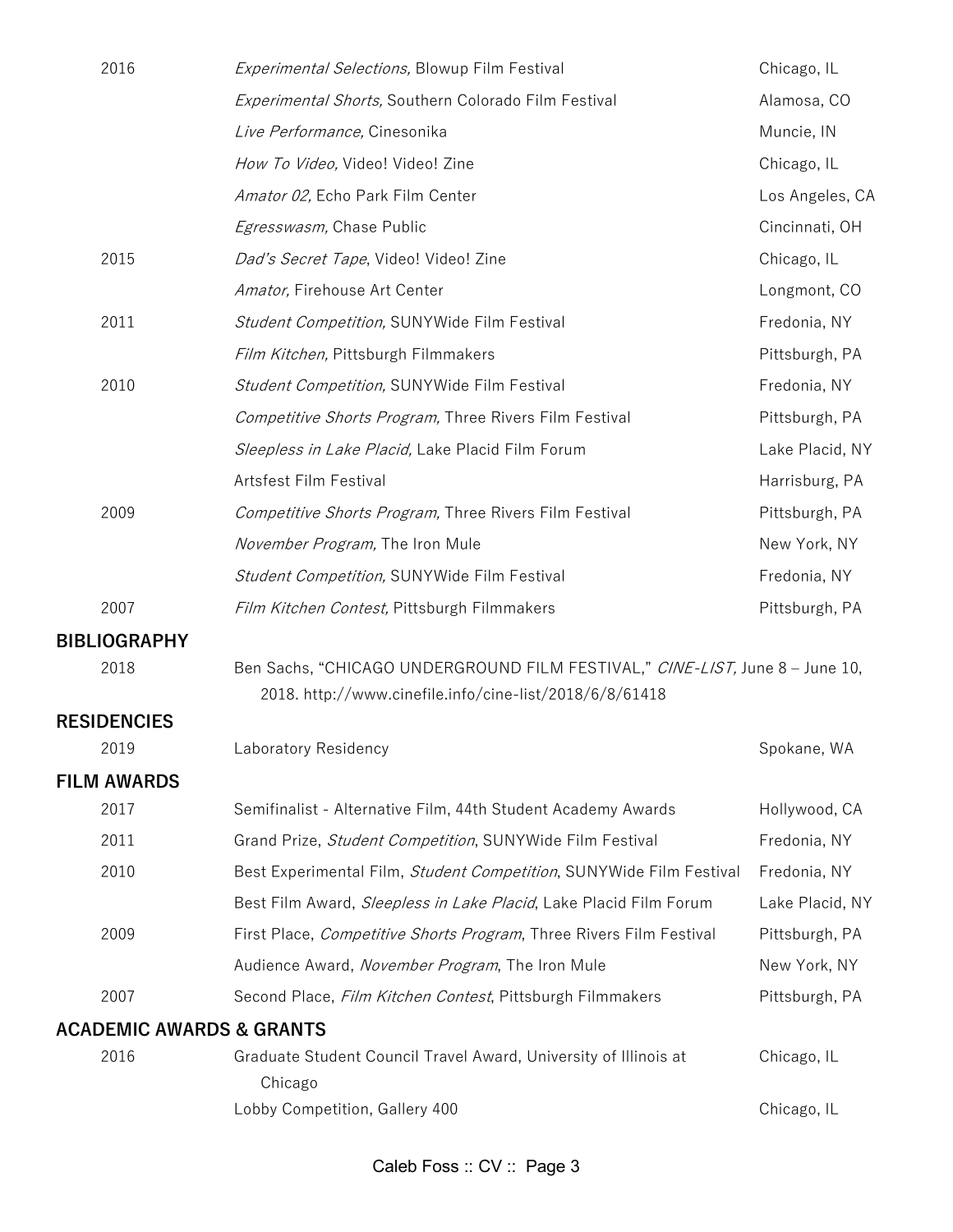| | | |
|---|---|---|
| 2016 | *Experimental Selections,* Blowup Film Festival | Chicago, IL |
| | *Experimental Shorts,* Southern Colorado Film Festival | Alamosa, CO |
| | *Live Performance,* Cinesonika | Muncie, IN |
| | *How To Video,* Video! Video! Zine | Chicago, IL |
| | *Amator 02,* Echo Park Film Center | Los Angeles, CA |
| | *Egresswasm,* Chase Public | Cincinnati, OH |
| 2015 | *Dad's Secret Tape*, Video! Video! Zine | Chicago, IL |
| | *Amator,* Firehouse Art Center | Longmont, CO |
| 2011 | *Student Competition,* SUNYWide Film Festival | Fredonia, NY |
| | *Film Kitchen,* Pittsburgh Filmmakers | Pittsburgh, PA |
| 2010 | *Student Competition,* SUNYWide Film Festival | Fredonia, NY |
| | *Competitive Shorts Program,* Three Rivers Film Festival | Pittsburgh, PA |
| | *Sleepless in Lake Placid,* Lake Placid Film Forum | Lake Placid, NY |
| | Artsfest Film Festival | Harrisburg, PA |
| 2009 | *Competitive Shorts Program,* Three Rivers Film Festival | Pittsburgh, PA |
| | *November Program,* The Iron Mule | New York, NY |
| | *Student Competition,* SUNYWide Film Festival | Fredonia, NY |
| 2007 | *Film Kitchen Contest,* Pittsburgh Filmmakers | Pittsburgh, PA |

## BIBLIOGRAPHY

2018 — Ben Sachs, "CHICAGO UNDERGROUND FILM FESTIVAL," *CINE-LIST,* June 8 – June 10, 2018. http://www.cinefile.info/cine-list/2018/6/8/61418

## RESIDENCIES

| | | |
|---|---|---|
| 2019 | Laboratory Residency | Spokane, WA |

## FILM AWARDS

| | | |
|---|---|---|
| 2017 | Semifinalist - Alternative Film, 44th Student Academy Awards | Hollywood, CA |
| 2011 | Grand Prize, *Student Competition*, SUNYWide Film Festival | Fredonia, NY |
| 2010 | Best Experimental Film, *Student Competition*, SUNYWide Film Festival | Fredonia, NY |
| | Best Film Award, *Sleepless in Lake Placid*, Lake Placid Film Forum | Lake Placid, NY |
| 2009 | First Place, *Competitive Shorts Program*, Three Rivers Film Festival | Pittsburgh, PA |
| | Audience Award, *November Program*, The Iron Mule | New York, NY |
| 2007 | Second Place, *Film Kitchen Contest*, Pittsburgh Filmmakers | Pittsburgh, PA |

## ACADEMIC AWARDS & GRANTS

| | | |
|---|---|---|
| 2016 | Graduate Student Council Travel Award, University of Illinois at Chicago | Chicago, IL |
| | Lobby Competition, Gallery 400 | Chicago, IL |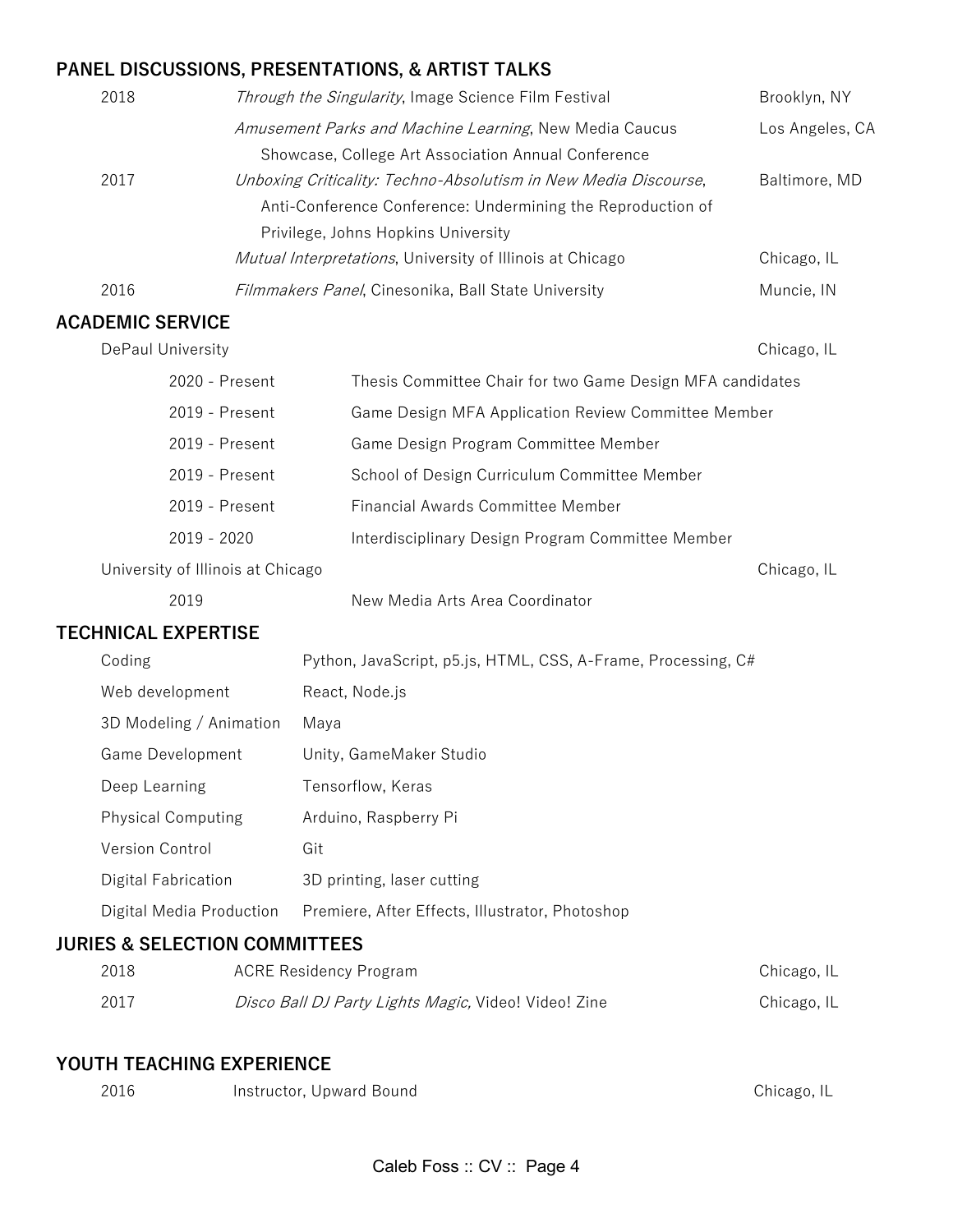## PANEL DISCUSSIONS, PRESENTATIONS, & ARTIST TALKS

| | | |
|---|---|---|
| 2018 | *Through the Singularity*, Image Science Film Festival | Brooklyn, NY |
| | *Amusement Parks and Machine Learning*, New Media Caucus Showcase, College Art Association Annual Conference | Los Angeles, CA |
| 2017 | *Unboxing Criticality: Techno-Absolutism in New Media Discourse*, Anti-Conference Conference: Undermining the Reproduction of Privilege, Johns Hopkins University | Baltimore, MD |
| | *Mutual Interpretations*, University of Illinois at Chicago | Chicago, IL |
| 2016 | *Filmmakers Panel*, Cinesonika, Ball State University | Muncie, IN |

## ACADEMIC SERVICE

**DePaul University** — Chicago, IL

| | |
|---|---|
| 2020 - Present | Thesis Committee Chair for two Game Design MFA candidates |
| 2019 - Present | Game Design MFA Application Review Committee Member |
| 2019 - Present | Game Design Program Committee Member |
| 2019 - Present | School of Design Curriculum Committee Member |
| 2019 - Present | Financial Awards Committee Member |
| 2019 - 2020 | Interdisciplinary Design Program Committee Member |

**University of Illinois at Chicago** — Chicago, IL

| | |
|---|---|
| 2019 | New Media Arts Area Coordinator |

## TECHNICAL EXPERTISE

| | |
|---|---|
| Coding | Python, JavaScript, p5.js, HTML, CSS, A-Frame, Processing, C# |
| Web development | React, Node.js |
| 3D Modeling / Animation | Maya |
| Game Development | Unity, GameMaker Studio |
| Deep Learning | Tensorflow, Keras |
| Physical Computing | Arduino, Raspberry Pi |
| Version Control | Git |
| Digital Fabrication | 3D printing, laser cutting |
| Digital Media Production | Premiere, After Effects, Illustrator, Photoshop |

## JURIES & SELECTION COMMITTEES

| | | |
|---|---|---|
| 2018 | ACRE Residency Program | Chicago, IL |
| 2017 | *Disco Ball DJ Party Lights Magic,* Video! Video! Zine | Chicago, IL |

## YOUTH TEACHING EXPERIENCE

| | | |
|---|---|---|
| 2016 | Instructor, Upward Bound | Chicago, IL |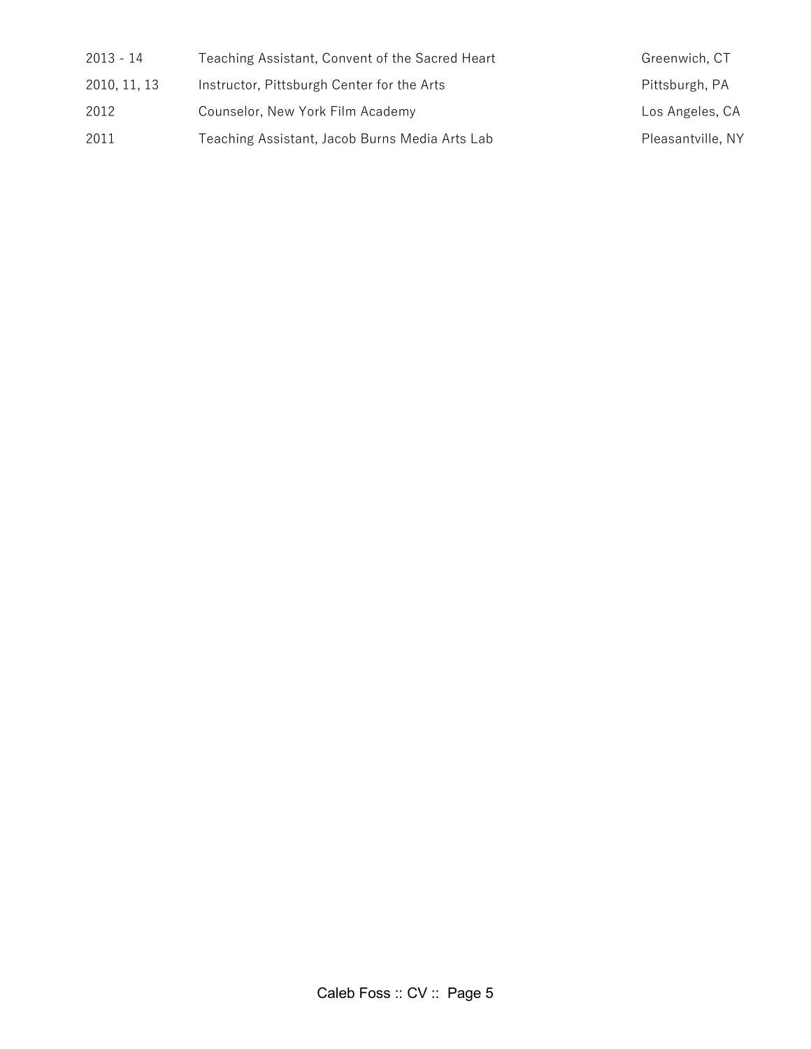| | | |
|---|---|---|
| 2013 - 14 | Teaching Assistant, Convent of the Sacred Heart | Greenwich, CT |
| 2010, 11, 13 | Instructor, Pittsburgh Center for the Arts | Pittsburgh, PA |
| 2012 | Counselor, New York Film Academy | Los Angeles, CA |
| 2011 | Teaching Assistant, Jacob Burns Media Arts Lab | Pleasantville, NY |